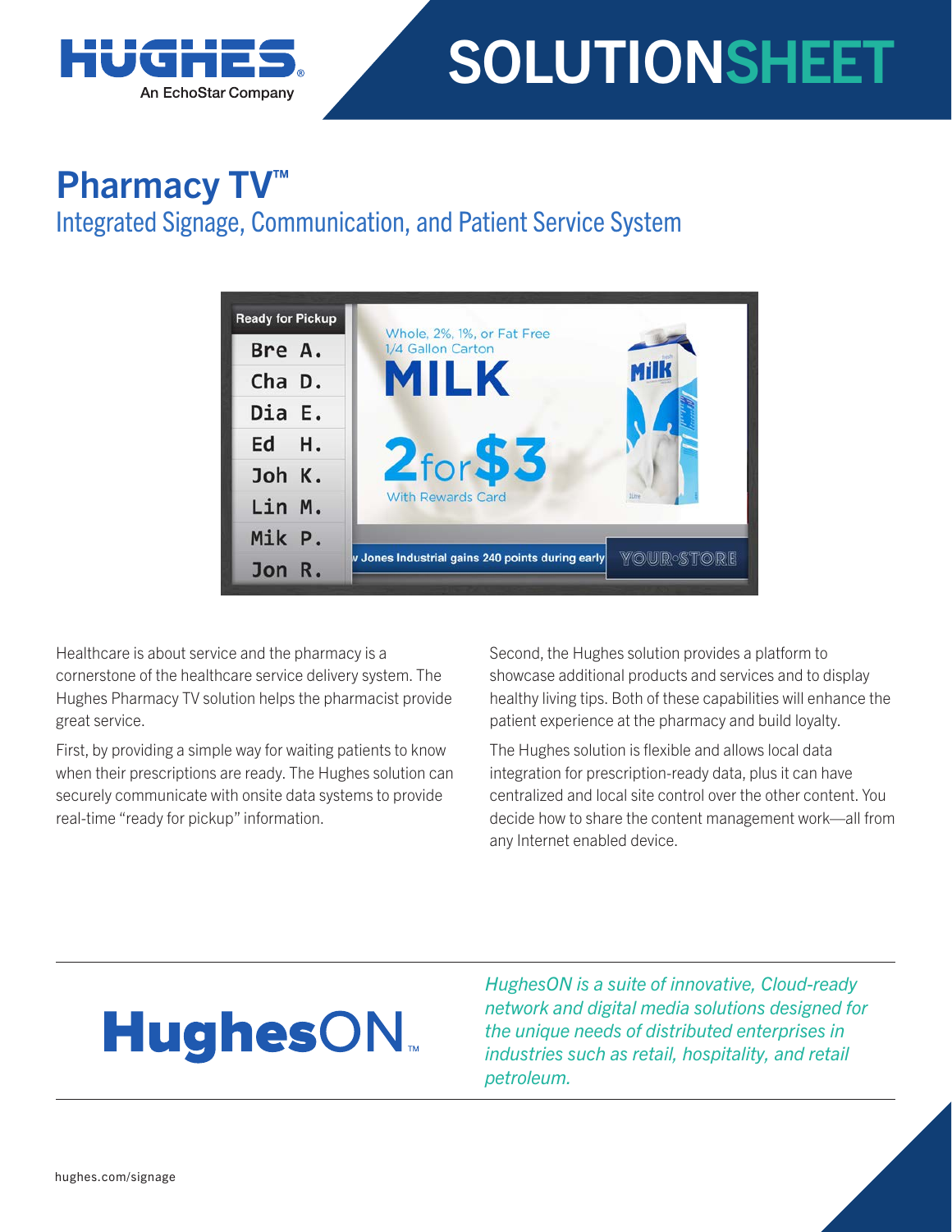HUGHES
An EchoStar Company

# SOLUTIONSHEET

## Pharmacy TV™

### Integrated Signage, Communication, and Patient Service System

Healthcare is about service and the pharmacy is a cornerstone of the healthcare service delivery system. The Hughes Pharmacy TV solution helps the pharmacist provide great service.

First, by providing a simple way for waiting patients to know when their prescriptions are ready. The Hughes solution can securely communicate with onsite data systems to provide real-time "ready for pickup" information.

Second, the Hughes solution provides a platform to showcase additional products and services and to display healthy living tips. Both of these capabilities will enhance the patient experience at the pharmacy and build loyalty.

The Hughes solution is flexible and allows local data integration for prescription-ready data, plus it can have centralized and local site control over the other content. You decide how to share the content management work—all from any Internet enabled device.

**HughesON™**

*HughesON is a suite of innovative, Cloud-ready network and digital media solutions designed for the unique needs of distributed enterprises in industries such as retail, hospitality, and retail petroleum.*

hughes.com/signage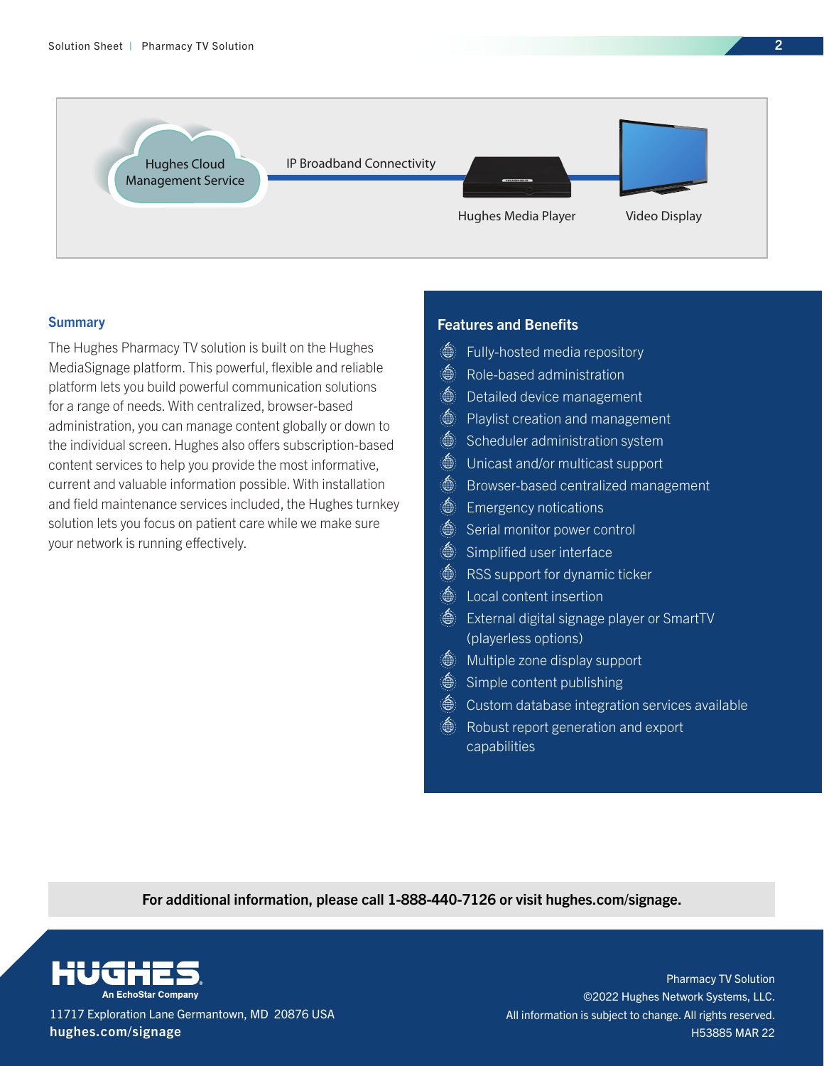Hughes Cloud Management Service

IP Broadband Connectivity

Hughes Media Player

Video Display

## Summary

The Hughes Pharmacy TV solution is built on the Hughes MediaSignage platform. This powerful, flexible and reliable platform lets you build powerful communication solutions for a range of needs. With centralized, browser-based administration, you can manage content globally or down to the individual screen. Hughes also offers subscription-based content services to help you provide the most informative, current and valuable information possible. With installation and field maintenance services included, the Hughes turnkey solution lets you focus on patient care while we make sure your network is running effectively.

## Features and Benefits

- Fully-hosted media repository
- Role-based administration
- Detailed device management
- Playlist creation and management
- Scheduler administration system
- Unicast and/or multicast support
- Browser-based centralized management
- Emergency notications
- Serial monitor power control
- Simplified user interface
- RSS support for dynamic ticker
- Local content insertion
- External digital signage player or SmartTV (playerless options)
- Multiple zone display support
- Simple content publishing
- Custom database integration services available
- Robust report generation and export capabilities

**For additional information, please call 1-888-440-7126 or visit hughes.com/signage.**

HUGHES
An EchoStar Company

11717 Exploration Lane Germantown, MD 20876 USA
hughes.com/signage

Pharmacy TV Solution
©2022 Hughes Network Systems, LLC.
All information is subject to change. All rights reserved.
H53885 MAR 22